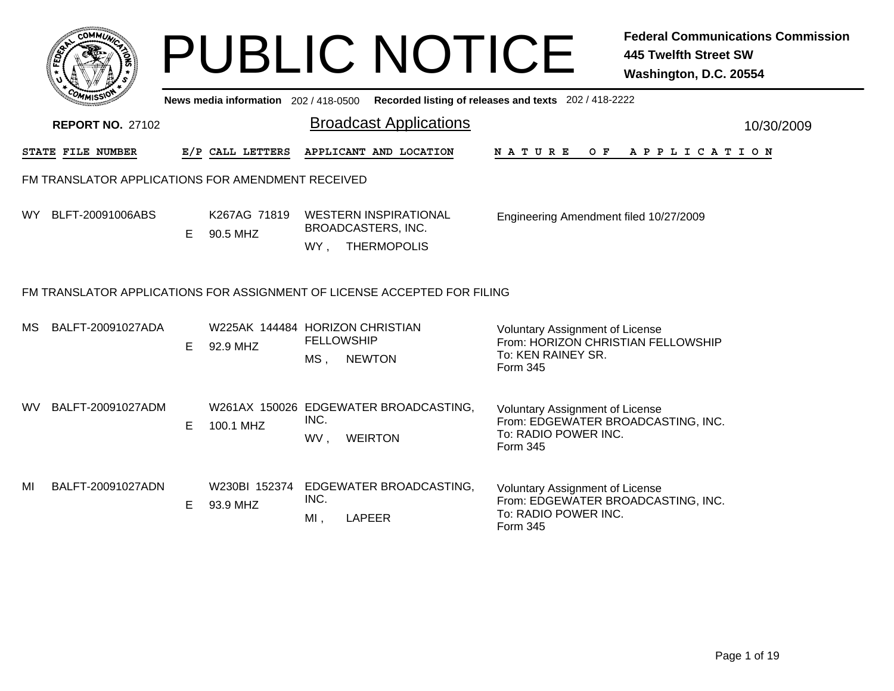# PUBLIC NOTICE

**Federal Communications Commission**
**445 Twelfth Street SW**
**Washington, D.C. 20554**

News media information 202 / 418-0500 Recorded listing of releases and texts 202 / 418-2222

**REPORT NO.** 27102

## Broadcast Applications

10/30/2009

| STATE | FILE NUMBER | E/P | CALL LETTERS | APPLICANT AND LOCATION | NATURE OF APPLICATION |
|---|---|---|---|---|---|

### FM TRANSLATOR APPLICATIONS FOR AMENDMENT RECEIVED

| STATE | FILE NUMBER | E/P | CALL LETTERS | APPLICANT AND LOCATION | NATURE OF APPLICATION |
|---|---|---|---|---|---|
| WY | BLFT-20091006ABS | E | K267AG 71819 90.5 MHZ | WESTERN INSPIRATIONAL BROADCASTERS, INC. WY , THERMOPOLIS | Engineering Amendment filed 10/27/2009 |

### FM TRANSLATOR APPLICATIONS FOR ASSIGNMENT OF LICENSE ACCEPTED FOR FILING

| STATE | FILE NUMBER | E/P | CALL LETTERS | APPLICANT AND LOCATION | NATURE OF APPLICATION |
|---|---|---|---|---|---|
| MS | BALFT-20091027ADA | E | W225AK 144484 92.9 MHZ | HORIZON CHRISTIAN FELLOWSHIP MS , NEWTON | Voluntary Assignment of License From: HORIZON CHRISTIAN FELLOWSHIP To: KEN RAINEY SR. Form 345 |
| WV | BALFT-20091027ADM | E | W261AX 150026 100.1 MHZ | EDGEWATER BROADCASTING, INC. WV , WEIRTON | Voluntary Assignment of License From: EDGEWATER BROADCASTING, INC. To: RADIO POWER INC. Form 345 |
| MI | BALFT-20091027ADN | E | W230BI 152374 93.9 MHZ | EDGEWATER BROADCASTING, INC. MI , LAPEER | Voluntary Assignment of License From: EDGEWATER BROADCASTING, INC. To: RADIO POWER INC. Form 345 |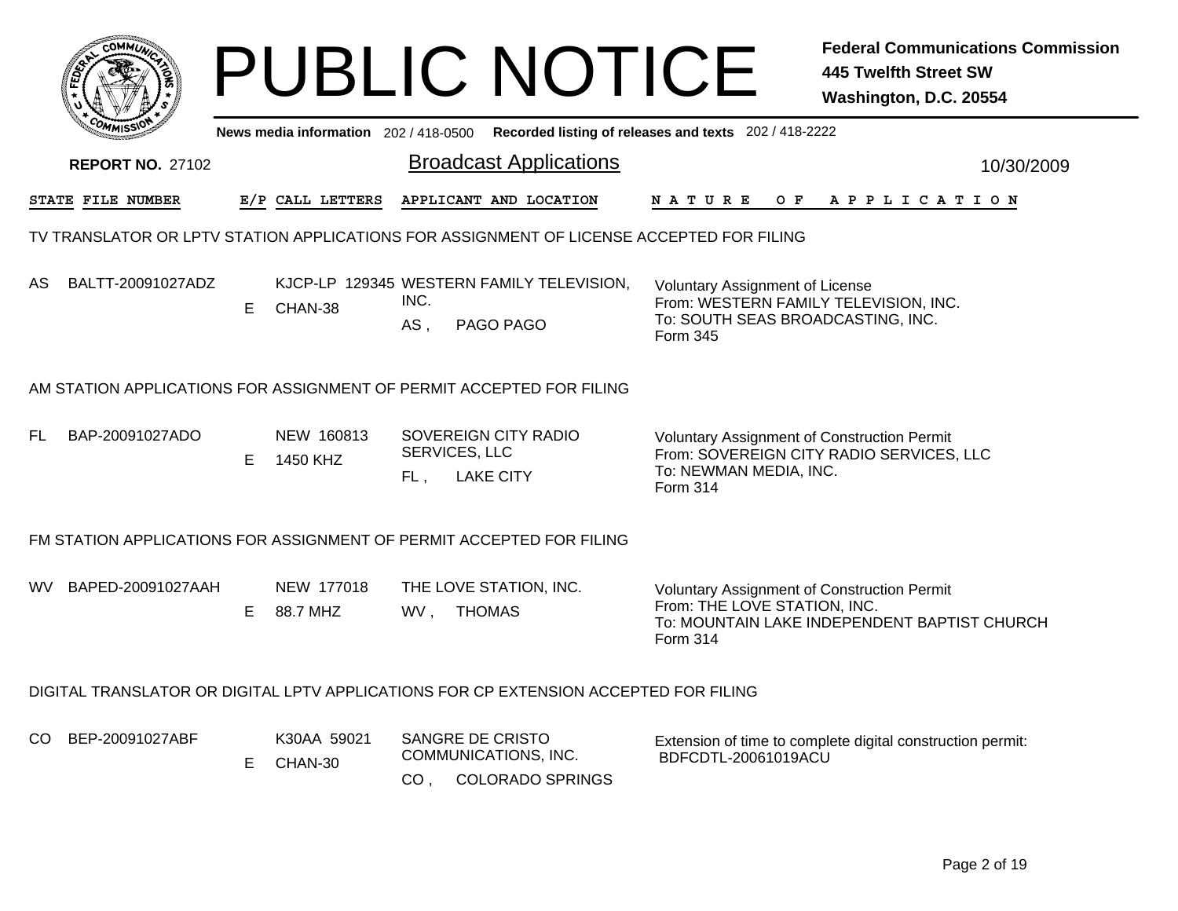# PUBLIC NOTICE

**Federal Communications Commission**
**445 Twelfth Street SW**
**Washington, D.C. 20554**

News media information 202 / 418-0500 Recorded listing of releases and texts 202 / 418-2222

**REPORT NO.** 27102

## Broadcast Applications

10/30/2009

| STATE | FILE NUMBER | E/P | CALL LETTERS | APPLICANT AND LOCATION | NATURE OF APPLICATION |
|---|---|---|---|---|---|

### TV TRANSLATOR OR LPTV STATION APPLICATIONS FOR ASSIGNMENT OF LICENSE ACCEPTED FOR FILING

| STATE | FILE NUMBER | E/P | CALL LETTERS | APPLICANT AND LOCATION | NATURE OF APPLICATION |
|---|---|---|---|---|---|
| AS | BALTT-20091027ADZ | E | KJCP-LP 129345 CHAN-38 | WESTERN FAMILY TELEVISION, INC. AS , PAGO PAGO | Voluntary Assignment of License From: WESTERN FAMILY TELEVISION, INC. To: SOUTH SEAS BROADCASTING, INC. Form 345 |

### AM STATION APPLICATIONS FOR ASSIGNMENT OF PERMIT ACCEPTED FOR FILING

| STATE | FILE NUMBER | E/P | CALL LETTERS | APPLICANT AND LOCATION | NATURE OF APPLICATION |
|---|---|---|---|---|---|
| FL | BAP-20091027ADO | E | NEW 160813 1450 KHZ | SOVEREIGN CITY RADIO SERVICES, LLC FL , LAKE CITY | Voluntary Assignment of Construction Permit From: SOVEREIGN CITY RADIO SERVICES, LLC To: NEWMAN MEDIA, INC. Form 314 |

### FM STATION APPLICATIONS FOR ASSIGNMENT OF PERMIT ACCEPTED FOR FILING

| STATE | FILE NUMBER | E/P | CALL LETTERS | APPLICANT AND LOCATION | NATURE OF APPLICATION |
|---|---|---|---|---|---|
| WV | BAPED-20091027AAH | E | NEW 177018 88.7 MHZ | THE LOVE STATION, INC. WV , THOMAS | Voluntary Assignment of Construction Permit From: THE LOVE STATION, INC. To: MOUNTAIN LAKE INDEPENDENT BAPTIST CHURCH Form 314 |

### DIGITAL TRANSLATOR OR DIGITAL LPTV APPLICATIONS FOR CP EXTENSION ACCEPTED FOR FILING

| STATE | FILE NUMBER | E/P | CALL LETTERS | APPLICANT AND LOCATION | NATURE OF APPLICATION |
|---|---|---|---|---|---|
| CO | BEP-20091027ABF | E | K30AA 59021 CHAN-30 | SANGRE DE CRISTO COMMUNICATIONS, INC. CO , COLORADO SPRINGS | Extension of time to complete digital construction permit: BDFCDTL-20061019ACU |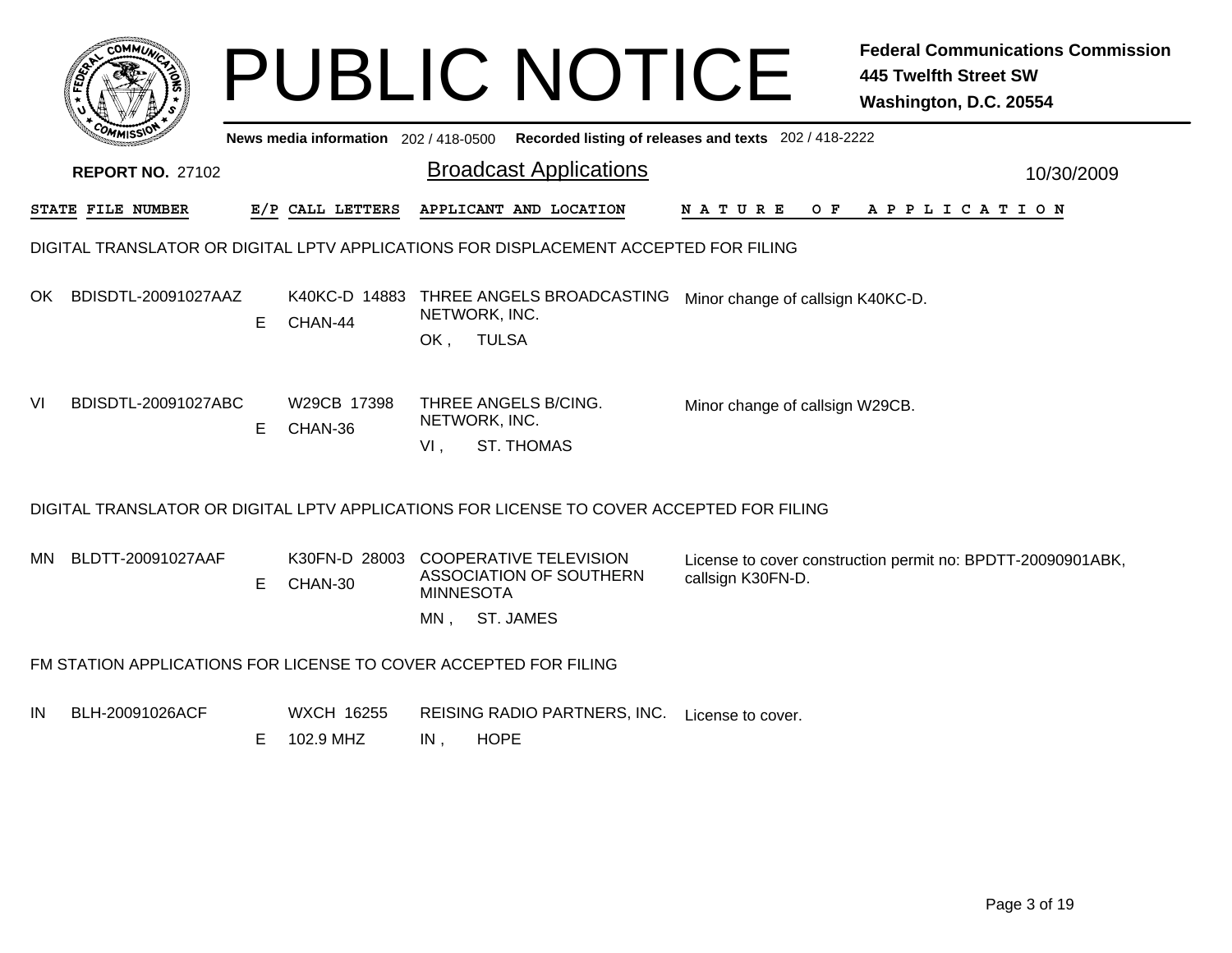# PUBLIC NOTICE

**Federal Communications Commission**
**445 Twelfth Street SW**
**Washington, D.C. 20554**

News media information 202 / 418-0500 Recorded listing of releases and texts 202 / 418-2222

**REPORT NO.** 27102

## Broadcast Applications

10/30/2009

| STATE | FILE NUMBER | E/P | CALL LETTERS | APPLICANT AND LOCATION | NATURE OF APPLICATION |
|---|---|---|---|---|---|

### DIGITAL TRANSLATOR OR DIGITAL LPTV APPLICATIONS FOR DISPLACEMENT ACCEPTED FOR FILING

| STATE | FILE NUMBER | E/P | CALL LETTERS | APPLICANT AND LOCATION | NATURE OF APPLICATION |
|---|---|---|---|---|---|
| OK | BDISDTL-20091027AAZ | E | K40KC-D 14883 CHAN-44 | THREE ANGELS BROADCASTING NETWORK, INC. OK , TULSA | Minor change of callsign K40KC-D. |
| VI | BDISDTL-20091027ABC | E | W29CB 17398 CHAN-36 | THREE ANGELS B/CING. NETWORK, INC. VI , ST. THOMAS | Minor change of callsign W29CB. |

### DIGITAL TRANSLATOR OR DIGITAL LPTV APPLICATIONS FOR LICENSE TO COVER ACCEPTED FOR FILING

| STATE | FILE NUMBER | E/P | CALL LETTERS | APPLICANT AND LOCATION | NATURE OF APPLICATION |
|---|---|---|---|---|---|
| MN | BLDTT-20091027AAF | E | K30FN-D 28003 CHAN-30 | COOPERATIVE TELEVISION ASSOCIATION OF SOUTHERN MINNESOTA MN , ST. JAMES | License to cover construction permit no: BPDTT-20090901ABK, callsign K30FN-D. |

### FM STATION APPLICATIONS FOR LICENSE TO COVER ACCEPTED FOR FILING

| STATE | FILE NUMBER | E/P | CALL LETTERS | APPLICANT AND LOCATION | NATURE OF APPLICATION |
|---|---|---|---|---|---|
| IN | BLH-20091026ACF | E | WXCH 16255 102.9 MHZ | REISING RADIO PARTNERS, INC. IN , HOPE | License to cover. |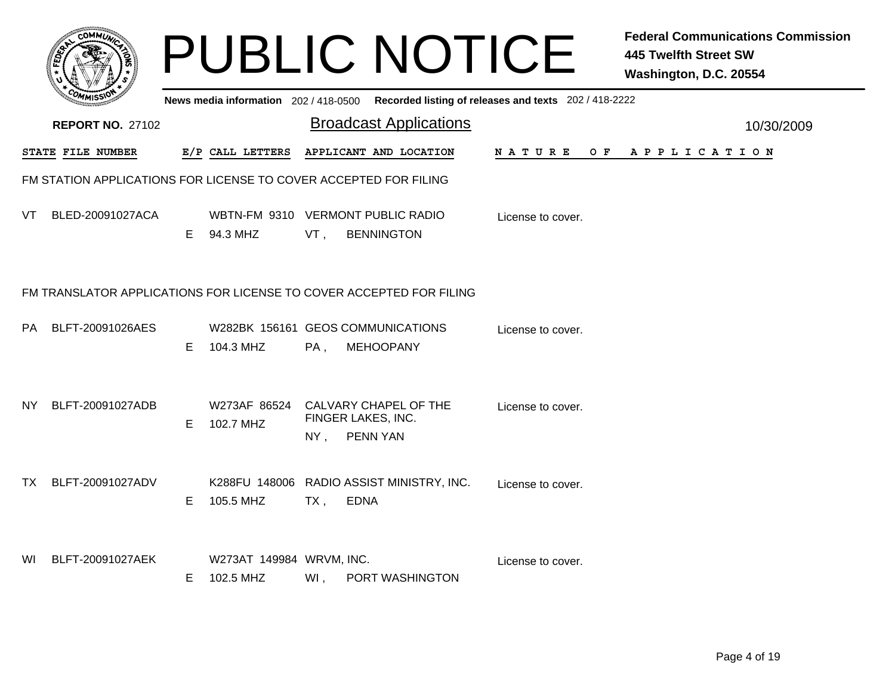# PUBLIC NOTICE

**Federal Communications Commission**
**445 Twelfth Street SW**
**Washington, D.C. 20554**

News media information 202 / 418-0500 Recorded listing of releases and texts 202 / 418-2222

**REPORT NO.** 27102

## Broadcast Applications

10/30/2009

### FM STATION APPLICATIONS FOR LICENSE TO COVER ACCEPTED FOR FILING

| STATE | FILE NUMBER | E/P | CALL LETTERS | APPLICANT AND LOCATION | NATURE OF APPLICATION |
|---|---|---|---|---|---|
| VT | BLED-20091027ACA | E | WBTN-FM 9310 94.3 MHZ | VERMONT PUBLIC RADIO VT , BENNINGTON | License to cover. |

### FM TRANSLATOR APPLICATIONS FOR LICENSE TO COVER ACCEPTED FOR FILING

| STATE | FILE NUMBER | E/P | CALL LETTERS | APPLICANT AND LOCATION | NATURE OF APPLICATION |
|---|---|---|---|---|---|
| PA | BLFT-20091026AES | E | W282BK 156161 104.3 MHZ | GEOS COMMUNICATIONS PA , MEHOOPANY | License to cover. |
| NY | BLFT-20091027ADB | E | W273AF 86524 102.7 MHZ | CALVARY CHAPEL OF THE FINGER LAKES, INC. NY , PENN YAN | License to cover. |
| TX | BLFT-20091027ADV | E | K288FU 148006 105.5 MHZ | RADIO ASSIST MINISTRY, INC. TX , EDNA | License to cover. |
| WI | BLFT-20091027AEK | E | W273AT 149984 102.5 MHZ | WRVM, INC. WI , PORT WASHINGTON | License to cover. |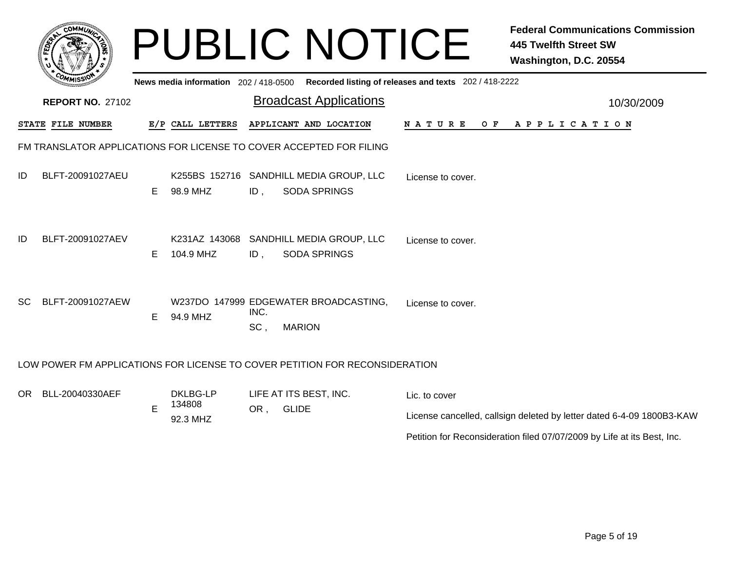# PUBLIC NOTICE

**Federal Communications Commission**
**445 Twelfth Street SW**
**Washington, D.C. 20554**

News media information 202 / 418-0500 Recorded listing of releases and texts 202 / 418-2222

**REPORT NO.** 27102

## Broadcast Applications

10/30/2009

| STATE | FILE NUMBER | E/P | CALL LETTERS | APPLICANT AND LOCATION | NATURE OF APPLICATION |
|---|---|---|---|---|---|

### FM TRANSLATOR APPLICATIONS FOR LICENSE TO COVER ACCEPTED FOR FILING

| STATE | FILE NUMBER | E/P | CALL LETTERS | APPLICANT AND LOCATION | NATURE OF APPLICATION |
|---|---|---|---|---|---|
| ID | BLFT-20091027AEU | E | K255BS 152716 98.9 MHZ | SANDHILL MEDIA GROUP, LLC ID , SODA SPRINGS | License to cover. |
| ID | BLFT-20091027AEV | E | K231AZ 143068 104.9 MHZ | SANDHILL MEDIA GROUP, LLC ID , SODA SPRINGS | License to cover. |
| SC | BLFT-20091027AEW | E | W237DO 147999 94.9 MHZ | EDGEWATER BROADCASTING, INC. SC , MARION | License to cover. |

### LOW POWER FM APPLICATIONS FOR LICENSE TO COVER PETITION FOR RECONSIDERATION

| STATE | FILE NUMBER | E/P | CALL LETTERS | APPLICANT AND LOCATION | NATURE OF APPLICATION |
|---|---|---|---|---|---|
| OR | BLL-20040330AEF | E | DKLBG-LP 134808 92.3 MHZ | LIFE AT ITS BEST, INC. OR , GLIDE | Lic. to cover<br>License cancelled, callsign deleted by letter dated 6-4-09 1800B3-KAW<br>Petition for Reconsideration filed 07/07/2009 by Life at its Best, Inc. |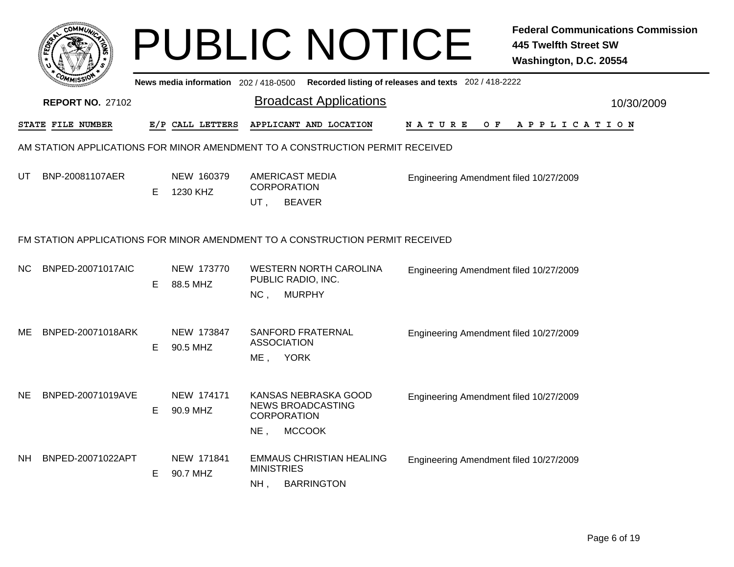# PUBLIC NOTICE

**Federal Communications Commission**
**445 Twelfth Street SW**
**Washington, D.C. 20554**

News media information 202 / 418-0500 Recorded listing of releases and texts 202 / 418-2222

**REPORT NO.** 27102

## Broadcast Applications

10/30/2009

### AM STATION APPLICATIONS FOR MINOR AMENDMENT TO A CONSTRUCTION PERMIT RECEIVED

| STATE | FILE NUMBER | E/P | CALL LETTERS | APPLICANT AND LOCATION | NATURE OF APPLICATION |
|---|---|---|---|---|---|
| UT | BNP-20081107AER | E | NEW 160379<br>1230 KHZ | AMERICAST MEDIA CORPORATION<br>UT , BEAVER | Engineering Amendment filed 10/27/2009 |

### FM STATION APPLICATIONS FOR MINOR AMENDMENT TO A CONSTRUCTION PERMIT RECEIVED

| STATE | FILE NUMBER | E/P | CALL LETTERS | APPLICANT AND LOCATION | NATURE OF APPLICATION |
|---|---|---|---|---|---|
| NC | BNPED-20071017AIC | E | NEW 173770<br>88.5 MHZ | WESTERN NORTH CAROLINA PUBLIC RADIO, INC.<br>NC , MURPHY | Engineering Amendment filed 10/27/2009 |
| ME | BNPED-20071018ARK | E | NEW 173847<br>90.5 MHZ | SANFORD FRATERNAL ASSOCIATION<br>ME , YORK | Engineering Amendment filed 10/27/2009 |
| NE | BNPED-20071019AVE | E | NEW 174171<br>90.9 MHZ | KANSAS NEBRASKA GOOD NEWS BROADCASTING CORPORATION<br>NE , MCCOOK | Engineering Amendment filed 10/27/2009 |
| NH | BNPED-20071022APT | E | NEW 171841<br>90.7 MHZ | EMMAUS CHRISTIAN HEALING MINISTRIES<br>NH , BARRINGTON | Engineering Amendment filed 10/27/2009 |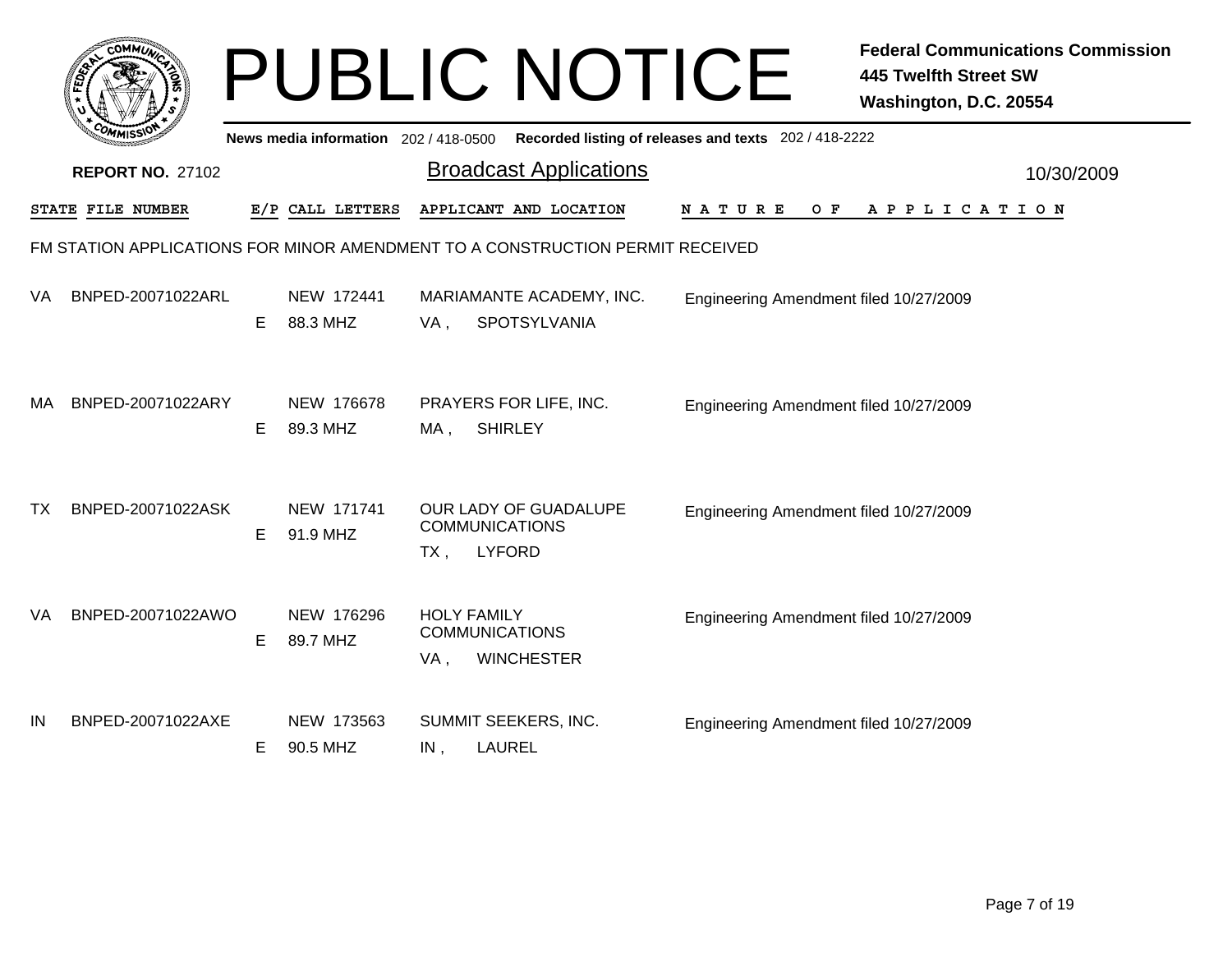# PUBLIC NOTICE

**Federal Communications Commission**
**445 Twelfth Street SW**
**Washington, D.C. 20554**

News media information 202 / 418-0500 Recorded listing of releases and texts 202 / 418-2222

**REPORT NO.** 27102

## Broadcast Applications

10/30/2009

FM STATION APPLICATIONS FOR MINOR AMENDMENT TO A CONSTRUCTION PERMIT RECEIVED

| STATE | FILE NUMBER | E/P | CALL LETTERS | APPLICANT AND LOCATION | NATURE OF APPLICATION |
|---|---|---|---|---|---|
| VA | BNPED-20071022ARL | E | NEW 172441<br>88.3 MHZ | MARIAMANTE ACADEMY, INC.<br>VA , SPOTSYLVANIA | Engineering Amendment filed 10/27/2009 |
| MA | BNPED-20071022ARY | E | NEW 176678<br>89.3 MHZ | PRAYERS FOR LIFE, INC.<br>MA , SHIRLEY | Engineering Amendment filed 10/27/2009 |
| TX | BNPED-20071022ASK | E | NEW 171741<br>91.9 MHZ | OUR LADY OF GUADALUPE COMMUNICATIONS<br>TX , LYFORD | Engineering Amendment filed 10/27/2009 |
| VA | BNPED-20071022AWO | E | NEW 176296<br>89.7 MHZ | HOLY FAMILY COMMUNICATIONS<br>VA , WINCHESTER | Engineering Amendment filed 10/27/2009 |
| IN | BNPED-20071022AXE | E | NEW 173563<br>90.5 MHZ | SUMMIT SEEKERS, INC.<br>IN , LAUREL | Engineering Amendment filed 10/27/2009 |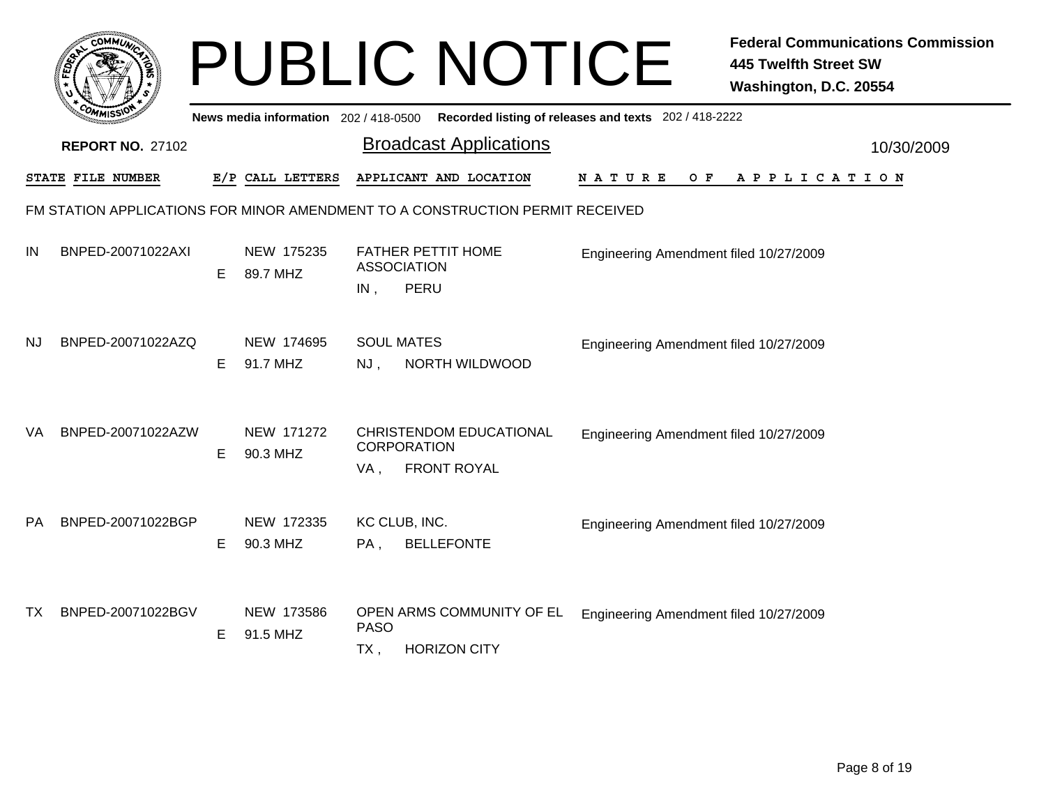# PUBLIC NOTICE

**Federal Communications Commission**
**445 Twelfth Street SW**
**Washington, D.C. 20554**

News media information 202 / 418-0500 Recorded listing of releases and texts 202 / 418-2222

**REPORT NO.** 27102

## Broadcast Applications

10/30/2009

FM STATION APPLICATIONS FOR MINOR AMENDMENT TO A CONSTRUCTION PERMIT RECEIVED

| STATE | FILE NUMBER | E/P | CALL LETTERS | APPLICANT AND LOCATION | NATURE OF APPLICATION |
|---|---|---|---|---|---|
| IN | BNPED-20071022AXI | E | NEW 175235 89.7 MHZ | FATHER PETTIT HOME ASSOCIATION IN , PERU | Engineering Amendment filed 10/27/2009 |
| NJ | BNPED-20071022AZQ | E | NEW 174695 91.7 MHZ | SOUL MATES NJ , NORTH WILDWOOD | Engineering Amendment filed 10/27/2009 |
| VA | BNPED-20071022AZW | E | NEW 171272 90.3 MHZ | CHRISTENDOM EDUCATIONAL CORPORATION VA , FRONT ROYAL | Engineering Amendment filed 10/27/2009 |
| PA | BNPED-20071022BGP | E | NEW 172335 90.3 MHZ | KC CLUB, INC. PA , BELLEFONTE | Engineering Amendment filed 10/27/2009 |
| TX | BNPED-20071022BGV | E | NEW 173586 91.5 MHZ | OPEN ARMS COMMUNITY OF EL PASO TX , HORIZON CITY | Engineering Amendment filed 10/27/2009 |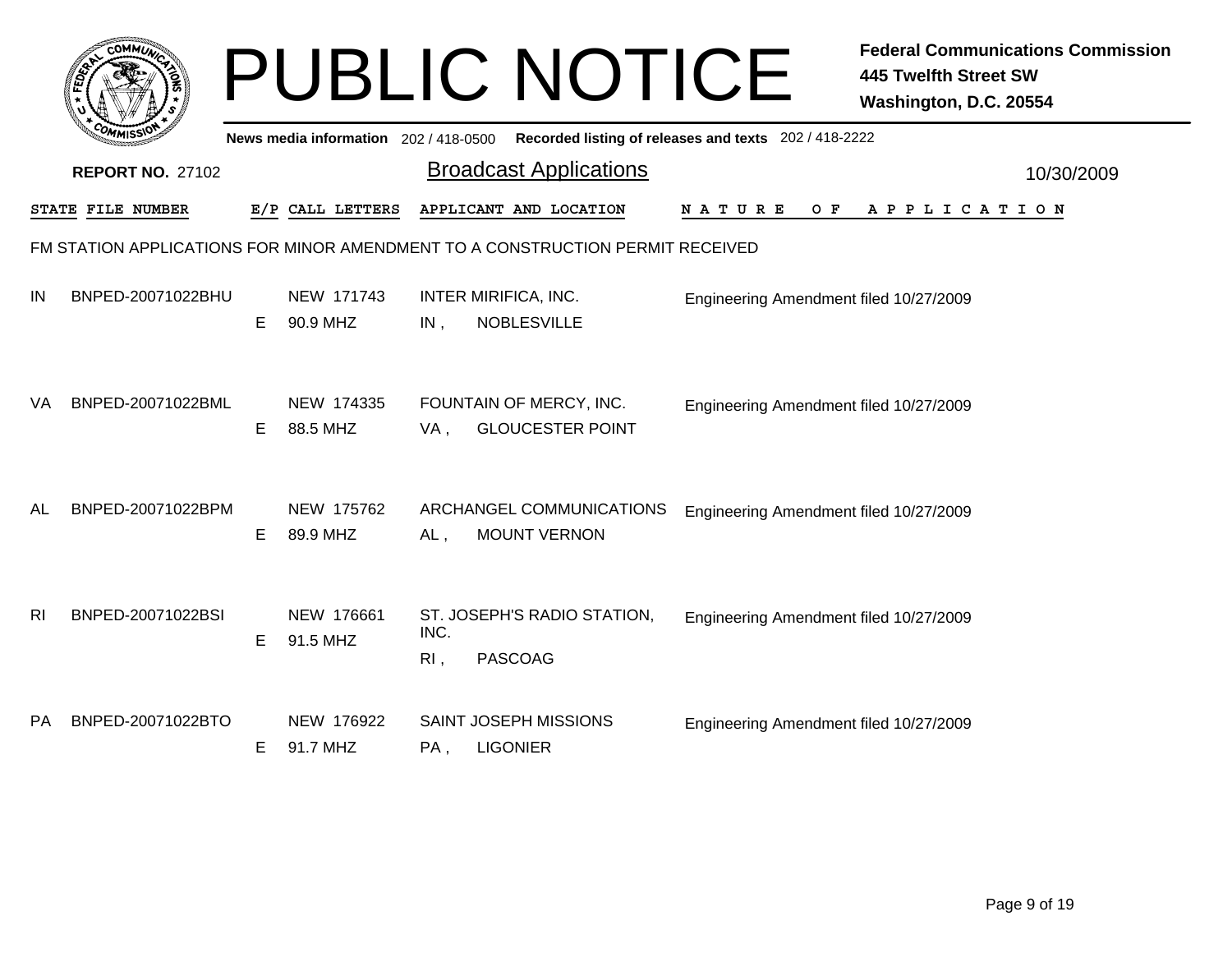# PUBLIC NOTICE

**Federal Communications Commission**
**445 Twelfth Street SW**
**Washington, D.C. 20554**

News media information 202 / 418-0500 Recorded listing of releases and texts 202 / 418-2222

**REPORT NO.** 27102

## Broadcast Applications

10/30/2009

FM STATION APPLICATIONS FOR MINOR AMENDMENT TO A CONSTRUCTION PERMIT RECEIVED

| STATE | FILE NUMBER | E/P | CALL LETTERS | APPLICANT AND LOCATION | NATURE OF APPLICATION |
|---|---|---|---|---|---|
| IN | BNPED-20071022BHU | E | NEW 171743<br>90.9 MHZ | INTER MIRIFICA, INC.<br>IN , NOBLESVILLE | Engineering Amendment filed 10/27/2009 |
| VA | BNPED-20071022BML | E | NEW 174335<br>88.5 MHZ | FOUNTAIN OF MERCY, INC.<br>VA , GLOUCESTER POINT | Engineering Amendment filed 10/27/2009 |
| AL | BNPED-20071022BPM | E | NEW 175762<br>89.9 MHZ | ARCHANGEL COMMUNICATIONS<br>AL , MOUNT VERNON | Engineering Amendment filed 10/27/2009 |
| RI | BNPED-20071022BSI | E | NEW 176661<br>91.5 MHZ | ST. JOSEPH'S RADIO STATION, INC.<br>RI , PASCOAG | Engineering Amendment filed 10/27/2009 |
| PA | BNPED-20071022BTO | E | NEW 176922<br>91.7 MHZ | SAINT JOSEPH MISSIONS<br>PA , LIGONIER | Engineering Amendment filed 10/27/2009 |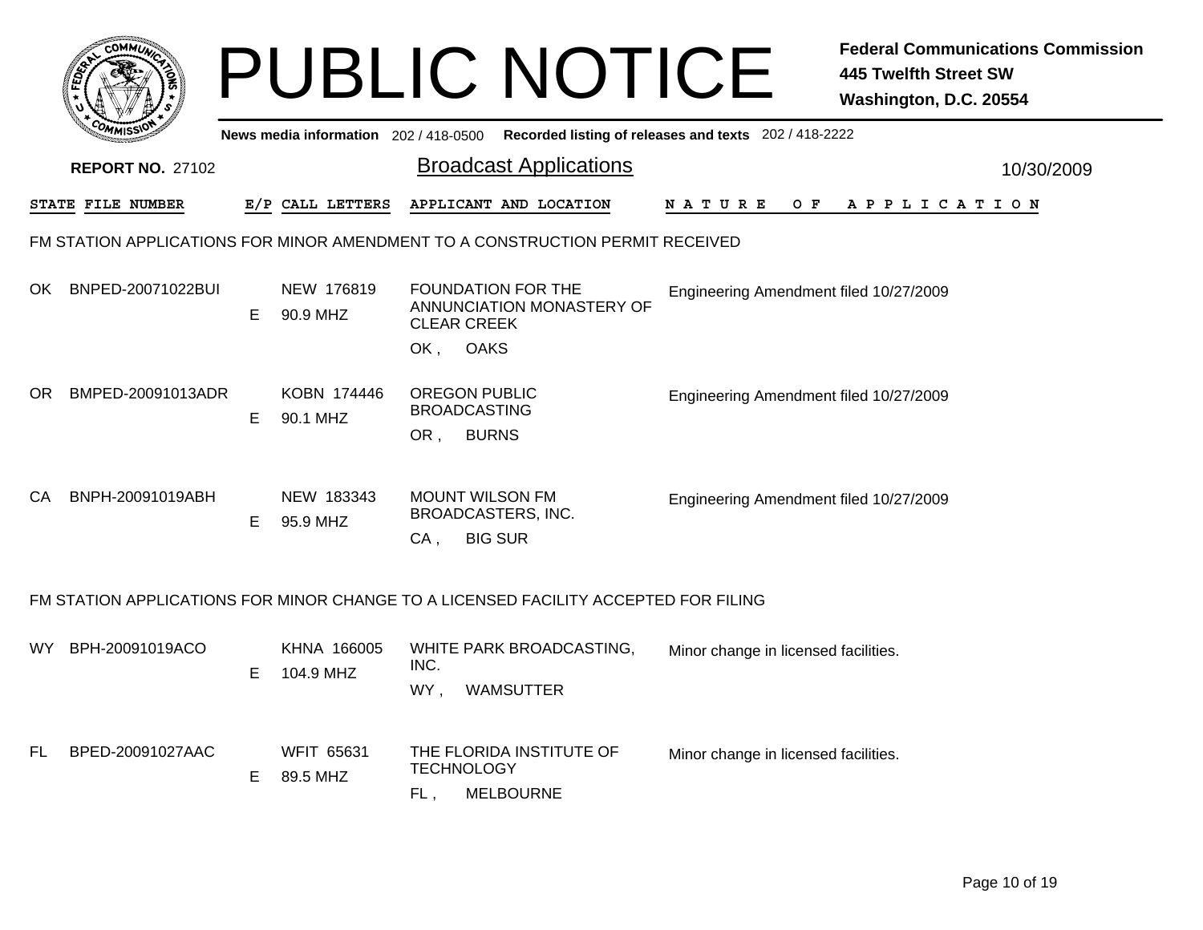# PUBLIC NOTICE

**Federal Communications Commission**
**445 Twelfth Street SW**
**Washington, D.C. 20554**

**News media information** 202 / 418-0500 **Recorded listing of releases and texts** 202 / 418-2222

**REPORT NO.** 27102

## Broadcast Applications

10/30/2009

### FM STATION APPLICATIONS FOR MINOR AMENDMENT TO A CONSTRUCTION PERMIT RECEIVED

| STATE | FILE NUMBER | E/P | CALL LETTERS | APPLICANT AND LOCATION | NATURE OF APPLICATION |
|---|---|---|---|---|---|
| OK | BNPED-20071022BUI | E | NEW 176819<br>90.9 MHZ | FOUNDATION FOR THE ANNUNCIATION MONASTERY OF CLEAR CREEK<br>OK , OAKS | Engineering Amendment filed 10/27/2009 |
| OR | BMPED-20091013ADR | E | KOBN 174446<br>90.1 MHZ | OREGON PUBLIC BROADCASTING<br>OR , BURNS | Engineering Amendment filed 10/27/2009 |
| CA | BNPH-20091019ABH | E | NEW 183343<br>95.9 MHZ | MOUNT WILSON FM BROADCASTERS, INC.<br>CA , BIG SUR | Engineering Amendment filed 10/27/2009 |

### FM STATION APPLICATIONS FOR MINOR CHANGE TO A LICENSED FACILITY ACCEPTED FOR FILING

| STATE | FILE NUMBER | E/P | CALL LETTERS | APPLICANT AND LOCATION | NATURE OF APPLICATION |
|---|---|---|---|---|---|
| WY | BPH-20091019ACO | E | KHNA 166005<br>104.9 MHZ | WHITE PARK BROADCASTING, INC.<br>WY , WAMSUTTER | Minor change in licensed facilities. |
| FL | BPED-20091027AAC | E | WFIT 65631<br>89.5 MHZ | THE FLORIDA INSTITUTE OF TECHNOLOGY<br>FL , MELBOURNE | Minor change in licensed facilities. |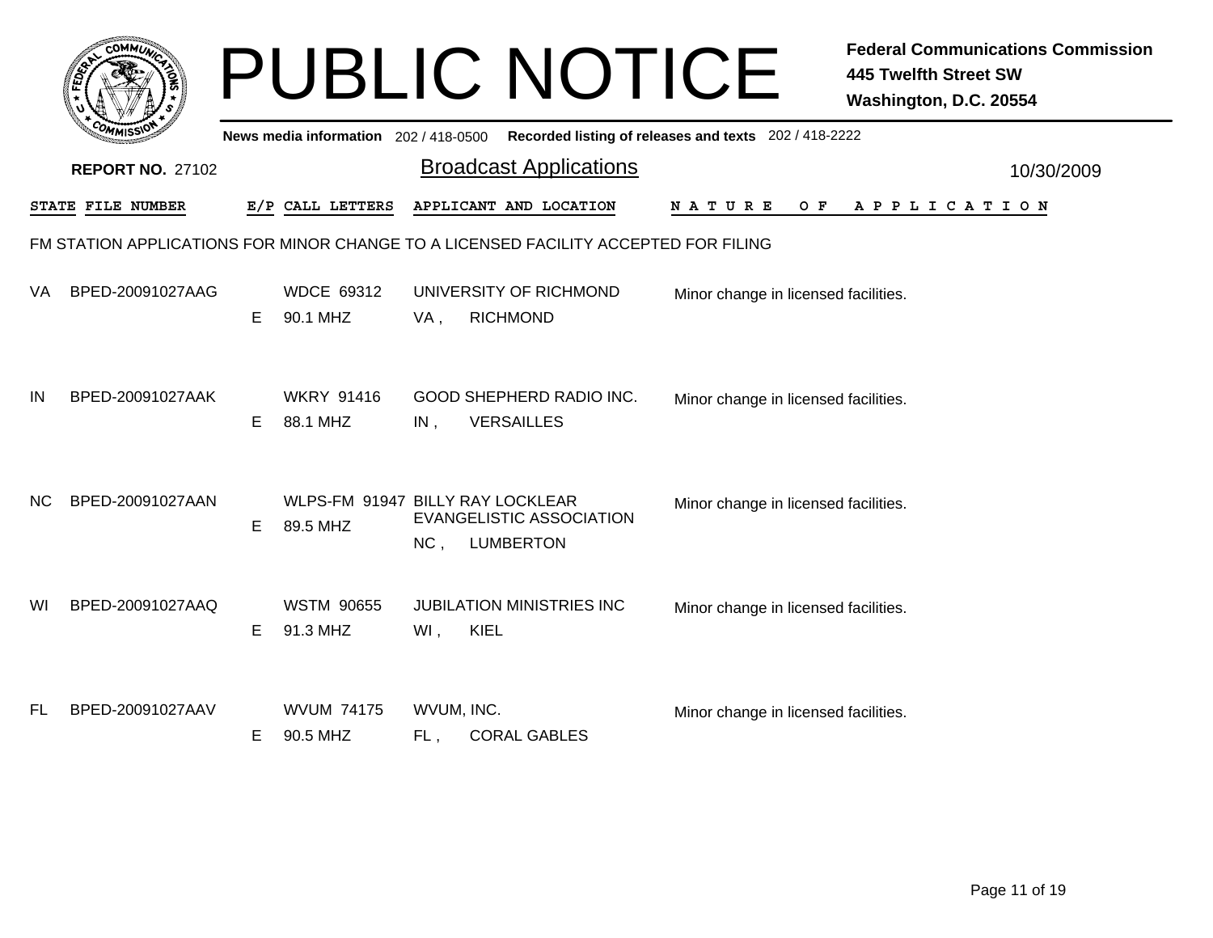# PUBLIC NOTICE

**Federal Communications Commission**
**445 Twelfth Street SW**
**Washington, D.C. 20554**

News media information 202 / 418-0500 **Recorded listing of releases and texts** 202 / 418-2222

**REPORT NO.** 27102

## Broadcast Applications

10/30/2009

FM STATION APPLICATIONS FOR MINOR CHANGE TO A LICENSED FACILITY ACCEPTED FOR FILING

| STATE | FILE NUMBER | E/P | CALL LETTERS | APPLICANT AND LOCATION | NATURE OF APPLICATION |
|---|---|---|---|---|---|
| VA | BPED-20091027AAG | E | WDCE 69312<br>90.1 MHZ | UNIVERSITY OF RICHMOND<br>VA , RICHMOND | Minor change in licensed facilities. |
| IN | BPED-20091027AAK | E | WKRY 91416<br>88.1 MHZ | GOOD SHEPHERD RADIO INC.<br>IN , VERSAILLES | Minor change in licensed facilities. |
| NC | BPED-20091027AAN | E | WLPS-FM 91947<br>89.5 MHZ | BILLY RAY LOCKLEAR EVANGELISTIC ASSOCIATION<br>NC , LUMBERTON | Minor change in licensed facilities. |
| WI | BPED-20091027AAQ | E | WSTM 90655<br>91.3 MHZ | JUBILATION MINISTRIES INC<br>WI , KIEL | Minor change in licensed facilities. |
| FL | BPED-20091027AAV | E | WVUM 74175<br>90.5 MHZ | WVUM, INC.<br>FL , CORAL GABLES | Minor change in licensed facilities. |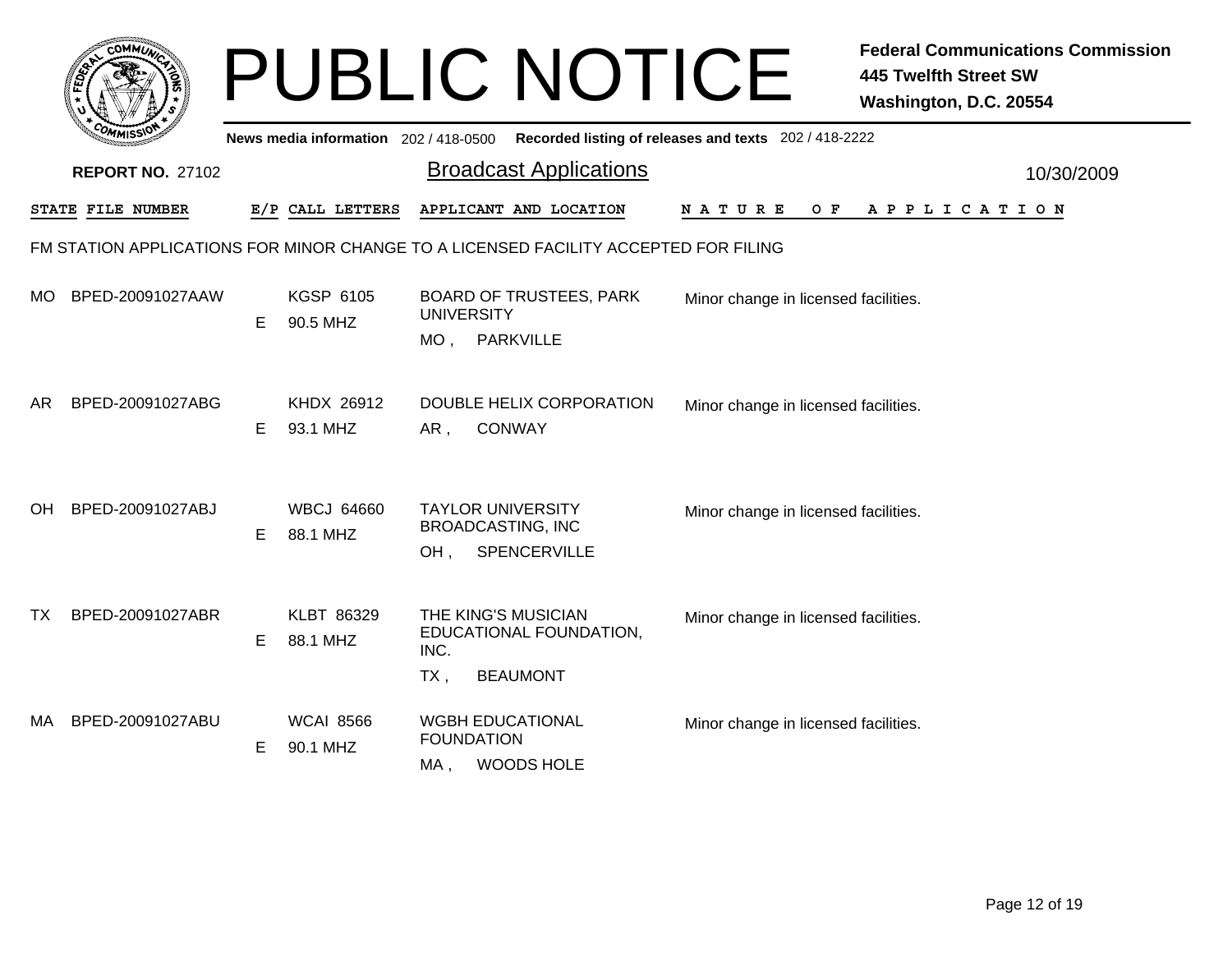# PUBLIC NOTICE

**Federal Communications Commission**
**445 Twelfth Street SW**
**Washington, D.C. 20554**

News media information 202 / 418-0500 Recorded listing of releases and texts 202 / 418-2222

**REPORT NO.** 27102

## Broadcast Applications

10/30/2009

FM STATION APPLICATIONS FOR MINOR CHANGE TO A LICENSED FACILITY ACCEPTED FOR FILING

| STATE | FILE NUMBER | E/P | CALL LETTERS | APPLICANT AND LOCATION | NATURE OF APPLICATION |
|---|---|---|---|---|---|
| MO | BPED-20091027AAW | E | KGSP 6105 90.5 MHZ | BOARD OF TRUSTEES, PARK UNIVERSITY MO , PARKVILLE | Minor change in licensed facilities. |
| AR | BPED-20091027ABG | E | KHDX 26912 93.1 MHZ | DOUBLE HELIX CORPORATION AR , CONWAY | Minor change in licensed facilities. |
| OH | BPED-20091027ABJ | E | WBCJ 64660 88.1 MHZ | TAYLOR UNIVERSITY BROADCASTING, INC OH , SPENCERVILLE | Minor change in licensed facilities. |
| TX | BPED-20091027ABR | E | KLBT 86329 88.1 MHZ | THE KING'S MUSICIAN EDUCATIONAL FOUNDATION, INC. TX , BEAUMONT | Minor change in licensed facilities. |
| MA | BPED-20091027ABU | E | WCAI 8566 90.1 MHZ | WGBH EDUCATIONAL FOUNDATION MA , WOODS HOLE | Minor change in licensed facilities. |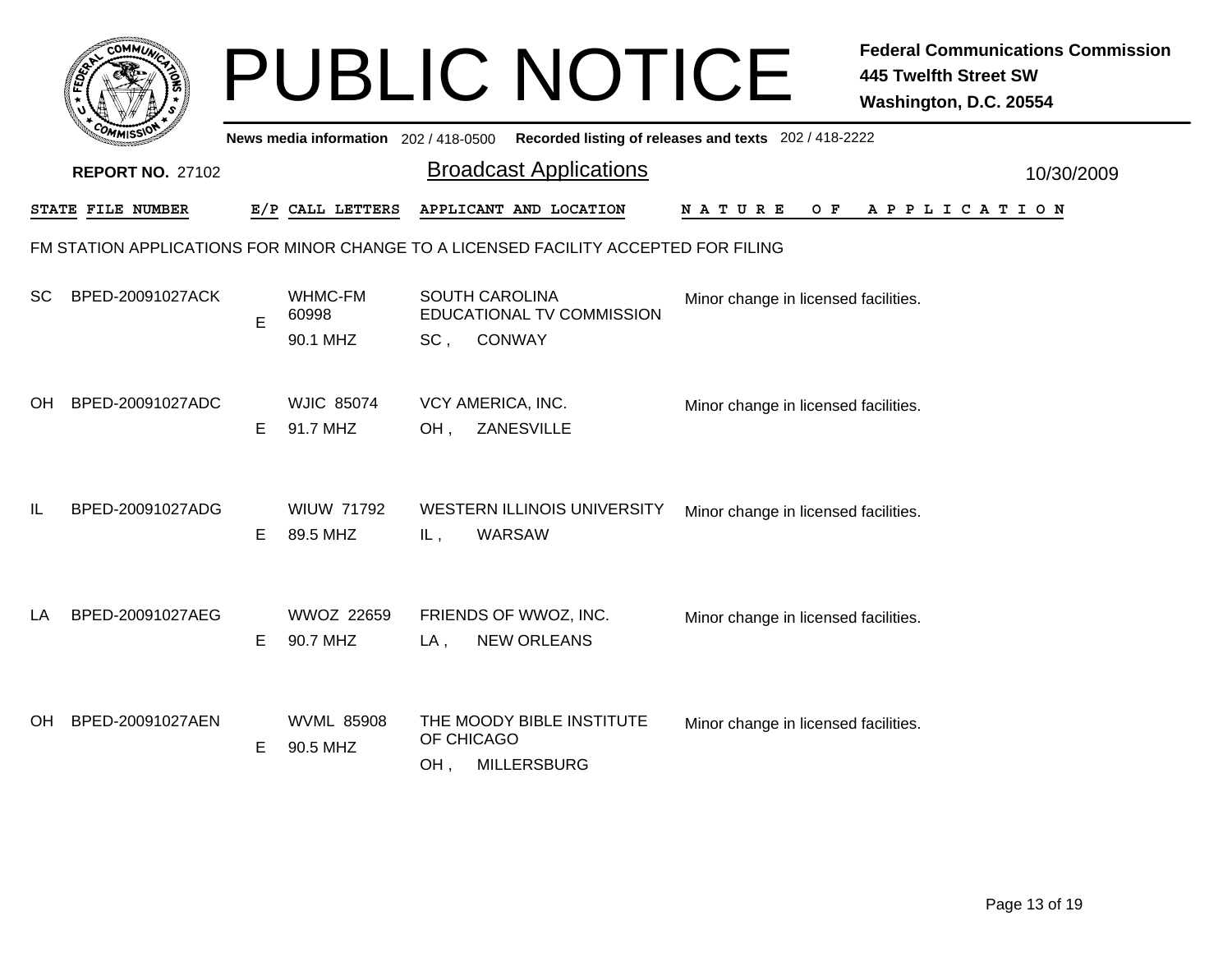# PUBLIC NOTICE

**Federal Communications Commission**
**445 Twelfth Street SW**
**Washington, D.C. 20554**

News media information 202 / 418-0500 Recorded listing of releases and texts 202 / 418-2222

**REPORT NO.** 27102

## Broadcast Applications

10/30/2009

FM STATION APPLICATIONS FOR MINOR CHANGE TO A LICENSED FACILITY ACCEPTED FOR FILING

| STATE | FILE NUMBER | E/P | CALL LETTERS | APPLICANT AND LOCATION | NATURE OF APPLICATION |
|---|---|---|---|---|---|
| SC | BPED-20091027ACK | E | WHMC-FM 60998 90.1 MHZ | SOUTH CAROLINA EDUCATIONAL TV COMMISSION SC , CONWAY | Minor change in licensed facilities. |
| OH | BPED-20091027ADC | E | WJIC 85074 91.7 MHZ | VCY AMERICA, INC. OH , ZANESVILLE | Minor change in licensed facilities. |
| IL | BPED-20091027ADG | E | WIUW 71792 89.5 MHZ | WESTERN ILLINOIS UNIVERSITY IL , WARSAW | Minor change in licensed facilities. |
| LA | BPED-20091027AEG | E | WWOZ 22659 90.7 MHZ | FRIENDS OF WWOZ, INC. LA , NEW ORLEANS | Minor change in licensed facilities. |
| OH | BPED-20091027AEN | E | WVML 85908 90.5 MHZ | THE MOODY BIBLE INSTITUTE OF CHICAGO OH , MILLERSBURG | Minor change in licensed facilities. |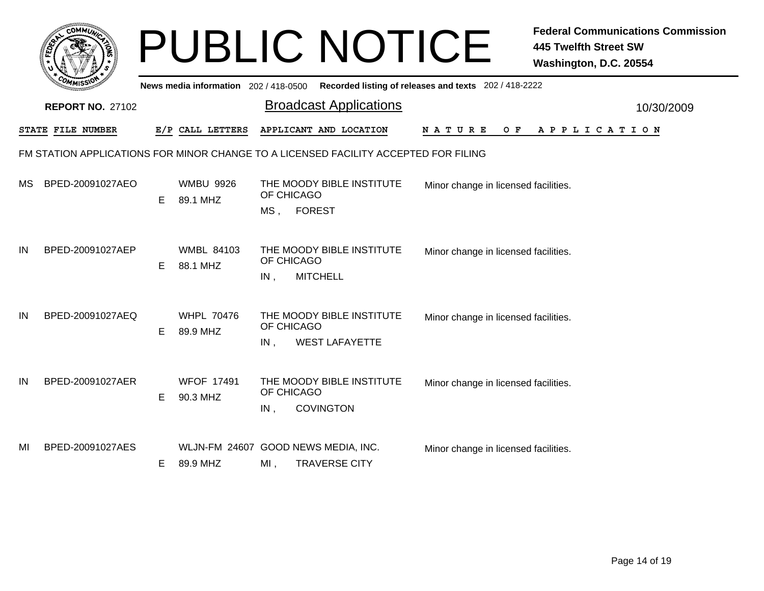# PUBLIC NOTICE

**Federal Communications Commission**
**445 Twelfth Street SW**
**Washington, D.C. 20554**

News media information 202 / 418-0500 Recorded listing of releases and texts 202 / 418-2222

**REPORT NO.** 27102

## Broadcast Applications

10/30/2009

| STATE | FILE NUMBER | E/P | CALL LETTERS | APPLICANT AND LOCATION | NATURE OF APPLICATION |
|---|---|---|---|---|---|

FM STATION APPLICATIONS FOR MINOR CHANGE TO A LICENSED FACILITY ACCEPTED FOR FILING

| STATE | FILE NUMBER | E/P | CALL LETTERS | APPLICANT AND LOCATION | NATURE OF APPLICATION |
|---|---|---|---|---|---|
| MS | BPED-20091027AEO | E | WMBU 9926<br>89.1 MHZ | THE MOODY BIBLE INSTITUTE OF CHICAGO<br>MS , FOREST | Minor change in licensed facilities. |
| IN | BPED-20091027AEP | E | WMBL 84103<br>88.1 MHZ | THE MOODY BIBLE INSTITUTE OF CHICAGO<br>IN , MITCHELL | Minor change in licensed facilities. |
| IN | BPED-20091027AEQ | E | WHPL 70476<br>89.9 MHZ | THE MOODY BIBLE INSTITUTE OF CHICAGO<br>IN , WEST LAFAYETTE | Minor change in licensed facilities. |
| IN | BPED-20091027AER | E | WFOF 17491<br>90.3 MHZ | THE MOODY BIBLE INSTITUTE OF CHICAGO<br>IN , COVINGTON | Minor change in licensed facilities. |
| MI | BPED-20091027AES | E | WLJN-FM 24607<br>89.9 MHZ | GOOD NEWS MEDIA, INC.<br>MI , TRAVERSE CITY | Minor change in licensed facilities. |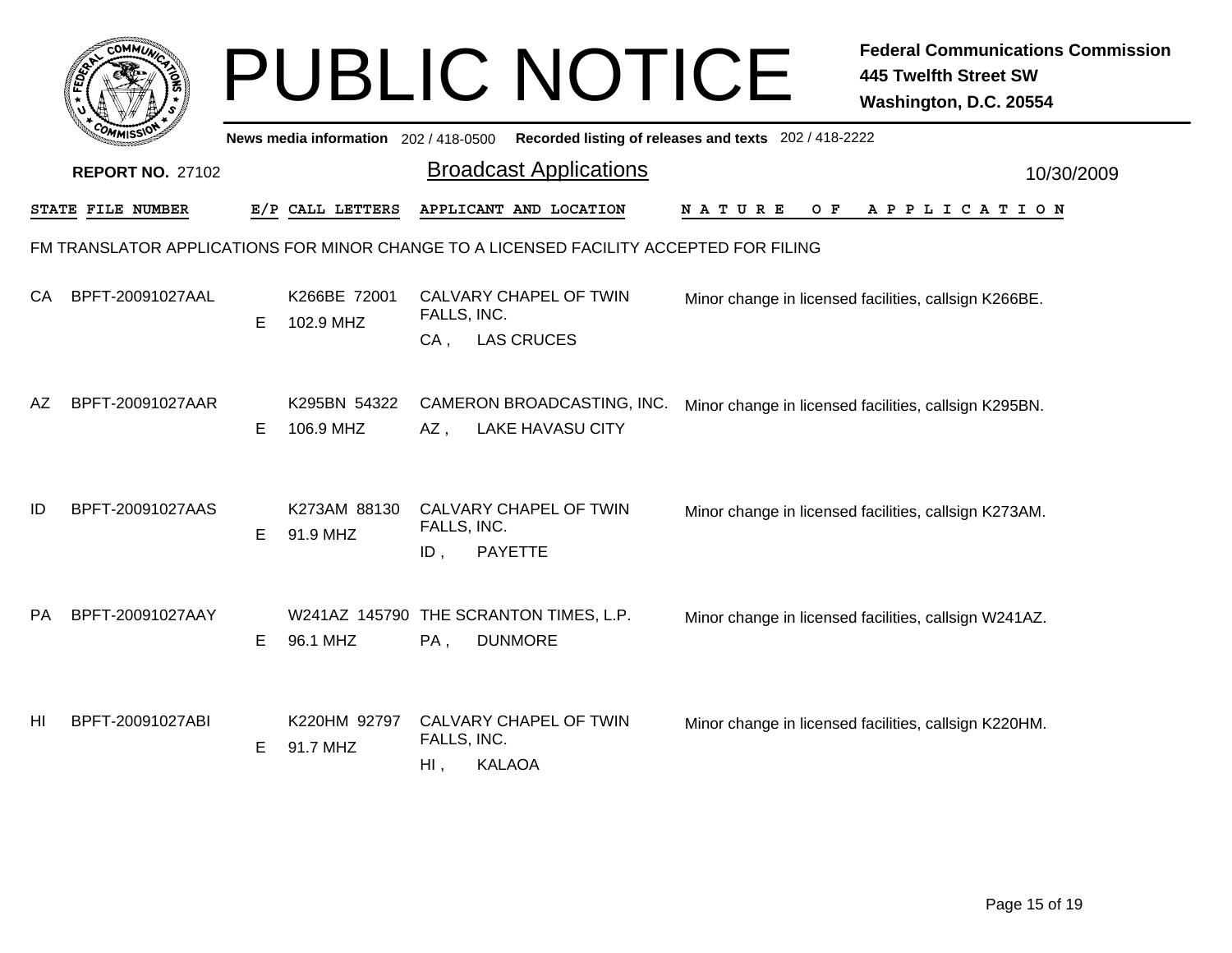# PUBLIC NOTICE

**Federal Communications Commission**
**445 Twelfth Street SW**
**Washington, D.C. 20554**

**News media information** 202 / 418-0500 **Recorded listing of releases and texts** 202 / 418-2222

**REPORT NO.** 27102

## Broadcast Applications

10/30/2009

FM TRANSLATOR APPLICATIONS FOR MINOR CHANGE TO A LICENSED FACILITY ACCEPTED FOR FILING

| STATE | FILE NUMBER | E/P | CALL LETTERS | APPLICANT AND LOCATION | NATURE OF APPLICATION |
|---|---|---|---|---|---|
| CA | BPFT-20091027AAL | E | K266BE 72001<br>102.9 MHZ | CALVARY CHAPEL OF TWIN FALLS, INC.<br>CA , LAS CRUCES | Minor change in licensed facilities, callsign K266BE. |
| AZ | BPFT-20091027AAR | E | K295BN 54322<br>106.9 MHZ | CAMERON BROADCASTING, INC.<br>AZ , LAKE HAVASU CITY | Minor change in licensed facilities, callsign K295BN. |
| ID | BPFT-20091027AAS | E | K273AM 88130<br>91.9 MHZ | CALVARY CHAPEL OF TWIN FALLS, INC.<br>ID , PAYETTE | Minor change in licensed facilities, callsign K273AM. |
| PA | BPFT-20091027AAY | E | W241AZ 145790<br>96.1 MHZ | THE SCRANTON TIMES, L.P.<br>PA , DUNMORE | Minor change in licensed facilities, callsign W241AZ. |
| HI | BPFT-20091027ABI | E | K220HM 92797<br>91.7 MHZ | CALVARY CHAPEL OF TWIN FALLS, INC.<br>HI , KALAOA | Minor change in licensed facilities, callsign K220HM. |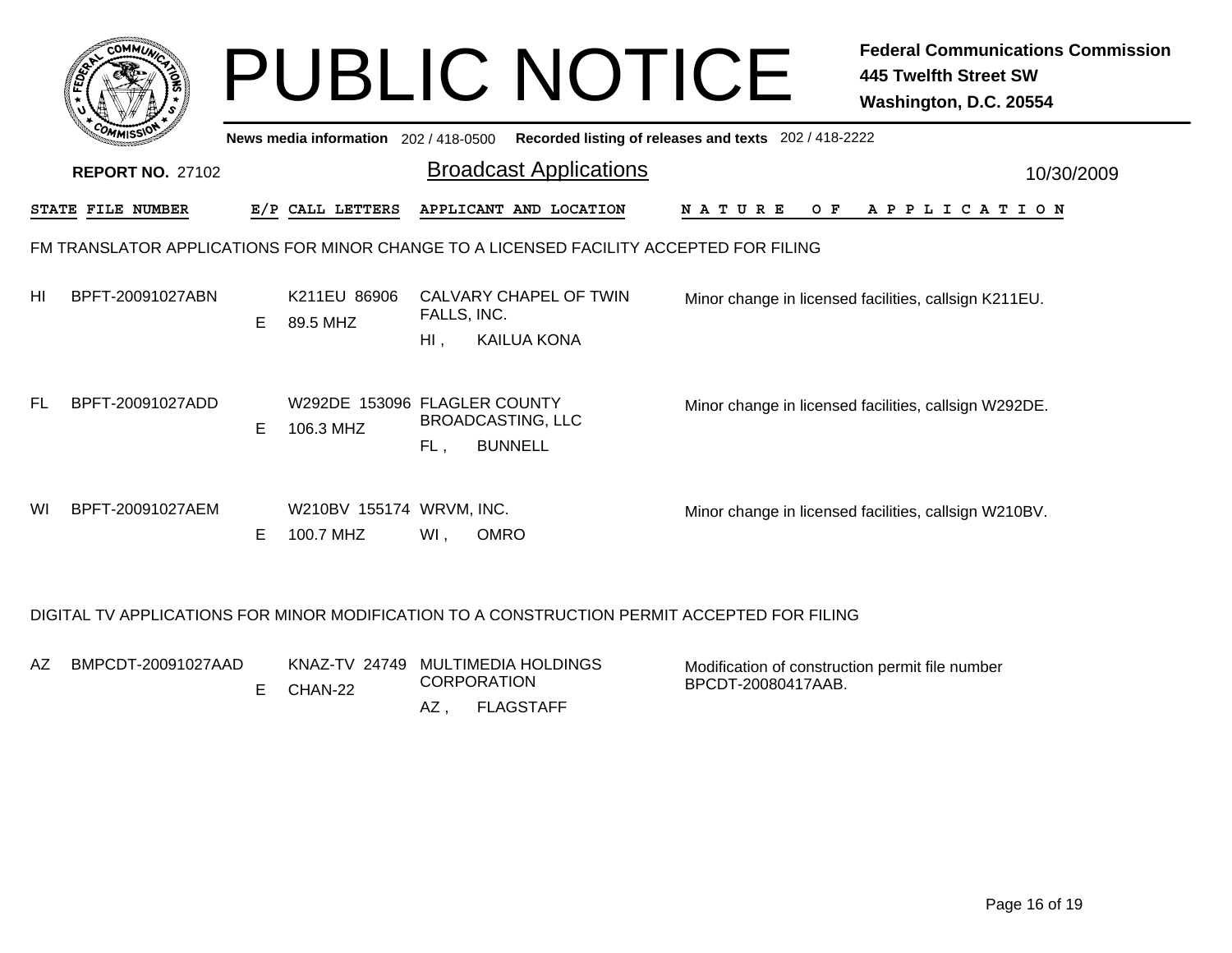# PUBLIC NOTICE

**Federal Communications Commission**
**445 Twelfth Street SW**
**Washington, D.C. 20554**

News media information 202 / 418-0500 Recorded listing of releases and texts 202 / 418-2222

**REPORT NO.** 27102

## Broadcast Applications

10/30/2009

FM TRANSLATOR APPLICATIONS FOR MINOR CHANGE TO A LICENSED FACILITY ACCEPTED FOR FILING

| STATE | FILE NUMBER | E/P | CALL LETTERS | APPLICANT AND LOCATION | NATURE OF APPLICATION |
|---|---|---|---|---|---|
| HI | BPFT-20091027ABN | E | K211EU 86906 89.5 MHZ | CALVARY CHAPEL OF TWIN FALLS, INC. HI , KAILUA KONA | Minor change in licensed facilities, callsign K211EU. |
| FL | BPFT-20091027ADD | E | W292DE 153096 106.3 MHZ | FLAGLER COUNTY BROADCASTING, LLC FL , BUNNELL | Minor change in licensed facilities, callsign W292DE. |
| WI | BPFT-20091027AEM | E | W210BV 155174 100.7 MHZ | WRVM, INC. WI , OMRO | Minor change in licensed facilities, callsign W210BV. |

DIGITAL TV APPLICATIONS FOR MINOR MODIFICATION TO A CONSTRUCTION PERMIT ACCEPTED FOR FILING

| STATE | FILE NUMBER | E/P | CALL LETTERS | APPLICANT AND LOCATION | NATURE OF APPLICATION |
|---|---|---|---|---|---|
| AZ | BMPCDT-20091027AAD | E | KNAZ-TV 24749 CHAN-22 | MULTIMEDIA HOLDINGS CORPORATION AZ , FLAGSTAFF | Modification of construction permit file number BPCDT-20080417AAB. |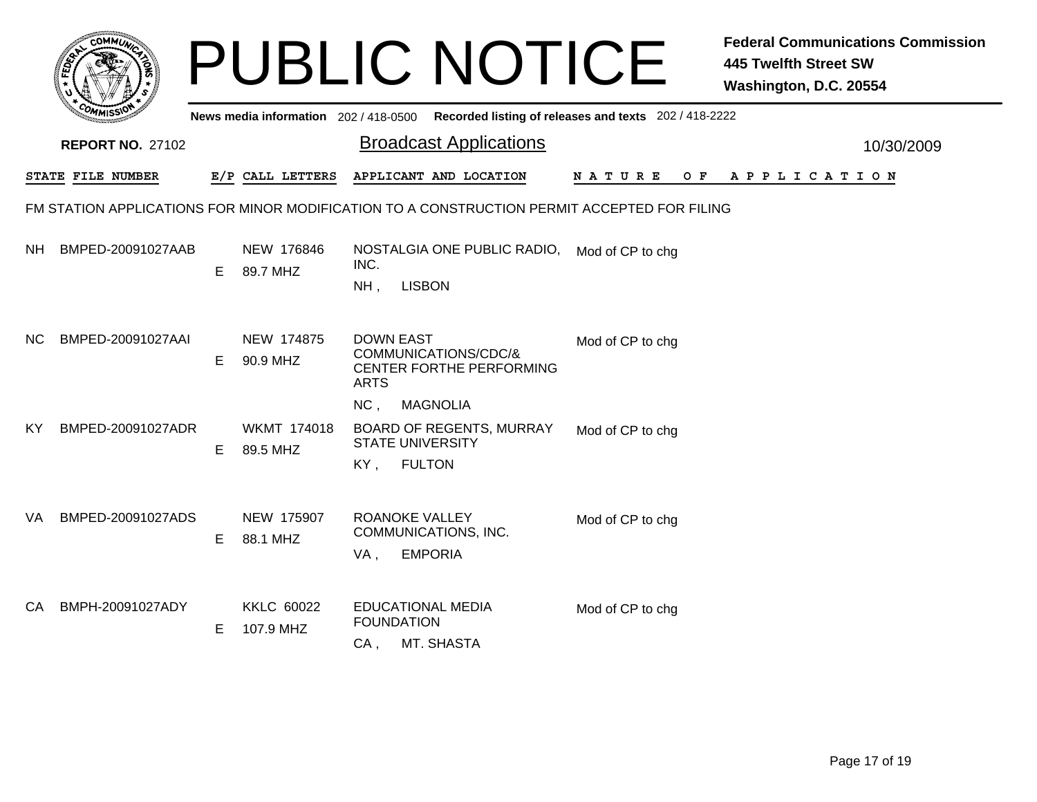# PUBLIC NOTICE

**Federal Communications Commission**
**445 Twelfth Street SW**
**Washington, D.C. 20554**

News media information 202 / 418-0500 Recorded listing of releases and texts 202 / 418-2222

**REPORT NO.** 27102

## Broadcast Applications

10/30/2009

FM STATION APPLICATIONS FOR MINOR MODIFICATION TO A CONSTRUCTION PERMIT ACCEPTED FOR FILING

| STATE | FILE NUMBER | E/P | CALL LETTERS | APPLICANT AND LOCATION | NATURE OF APPLICATION |
|---|---|---|---|---|---|
| NH | BMPED-20091027AAB | E | NEW 176846 89.7 MHZ | NOSTALGIA ONE PUBLIC RADIO, INC. NH , LISBON | Mod of CP to chg |
| NC | BMPED-20091027AAI | E | NEW 174875 90.9 MHZ | DOWN EAST COMMUNICATIONS/CDC/& CENTER FORTHE PERFORMING ARTS NC , MAGNOLIA | Mod of CP to chg |
| KY | BMPED-20091027ADR | E | WKMT 174018 89.5 MHZ | BOARD OF REGENTS, MURRAY STATE UNIVERSITY KY , FULTON | Mod of CP to chg |
| VA | BMPED-20091027ADS | E | NEW 175907 88.1 MHZ | ROANOKE VALLEY COMMUNICATIONS, INC. VA , EMPORIA | Mod of CP to chg |
| CA | BMPH-20091027ADY | E | KKLC 60022 107.9 MHZ | EDUCATIONAL MEDIA FOUNDATION CA , MT. SHASTA | Mod of CP to chg |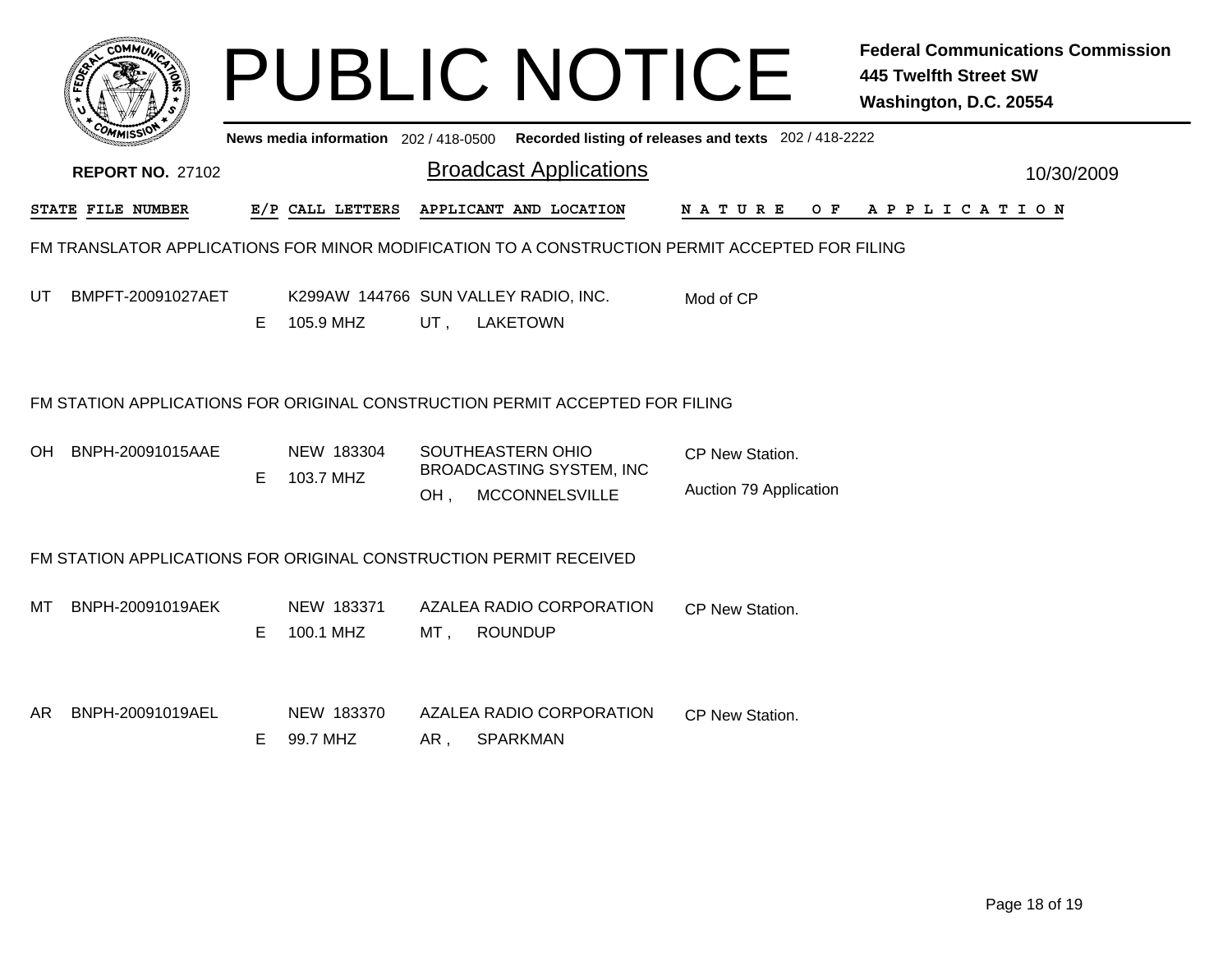# PUBLIC NOTICE

**Federal Communications Commission**
**445 Twelfth Street SW**
**Washington, D.C. 20554**

News media information 202 / 418-0500 Recorded listing of releases and texts 202 / 418-2222

**REPORT NO.** 27102

## Broadcast Applications

10/30/2009

| STATE | FILE NUMBER | E/P | CALL LETTERS | APPLICANT AND LOCATION | NATURE OF APPLICATION |
|---|---|---|---|---|---|

### FM TRANSLATOR APPLICATIONS FOR MINOR MODIFICATION TO A CONSTRUCTION PERMIT ACCEPTED FOR FILING

| STATE | FILE NUMBER | E/P | CALL LETTERS | APPLICANT AND LOCATION | NATURE OF APPLICATION |
|---|---|---|---|---|---|
| UT | BMPFT-20091027AET | E | K299AW 144766<br>105.9 MHZ | SUN VALLEY RADIO, INC.<br>UT , LAKETOWN | Mod of CP |

### FM STATION APPLICATIONS FOR ORIGINAL CONSTRUCTION PERMIT ACCEPTED FOR FILING

| STATE | FILE NUMBER | E/P | CALL LETTERS | APPLICANT AND LOCATION | NATURE OF APPLICATION |
|---|---|---|---|---|---|
| OH | BNPH-20091015AAE | E | NEW 183304<br>103.7 MHZ | SOUTHEASTERN OHIO BROADCASTING SYSTEM, INC<br>OH , MCCONNELSVILLE | CP New Station.<br>Auction 79 Application |

### FM STATION APPLICATIONS FOR ORIGINAL CONSTRUCTION PERMIT RECEIVED

| STATE | FILE NUMBER | E/P | CALL LETTERS | APPLICANT AND LOCATION | NATURE OF APPLICATION |
|---|---|---|---|---|---|
| MT | BNPH-20091019AEK | E | NEW 183371<br>100.1 MHZ | AZALEA RADIO CORPORATION<br>MT , ROUNDUP | CP New Station. |
| AR | BNPH-20091019AEL | E | NEW 183370<br>99.7 MHZ | AZALEA RADIO CORPORATION<br>AR , SPARKMAN | CP New Station. |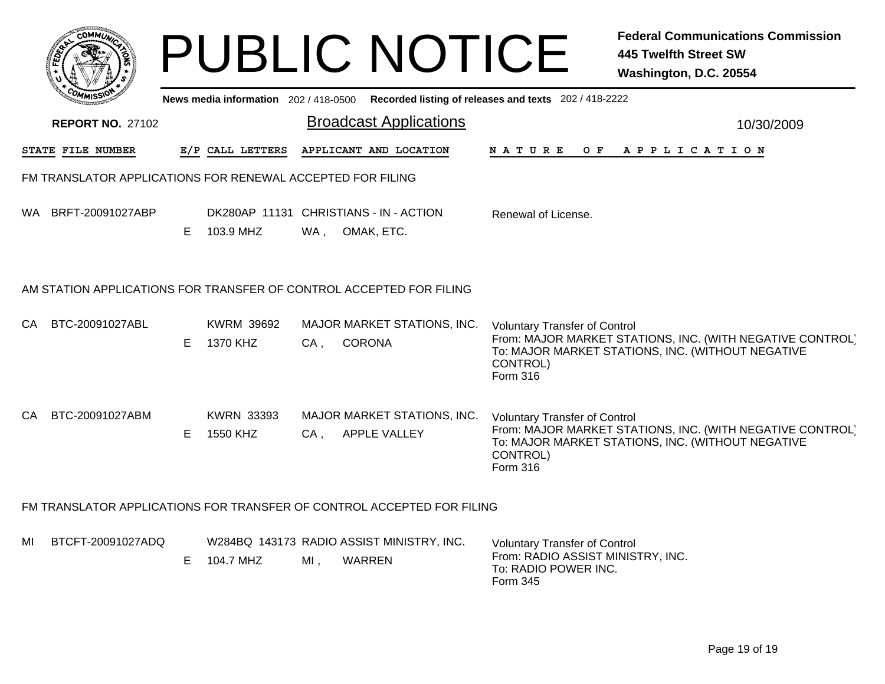# PUBLIC NOTICE

**Federal Communications Commission**
**445 Twelfth Street SW**
**Washington, D.C. 20554**

News media information 202 / 418-0500 Recorded listing of releases and texts 202 / 418-2222

**REPORT NO.** 27102

## Broadcast Applications

10/30/2009

| STATE | FILE NUMBER | E/P | CALL LETTERS | APPLICANT AND LOCATION | NATURE OF APPLICATION |
|---|---|---|---|---|---|

### FM TRANSLATOR APPLICATIONS FOR RENEWAL ACCEPTED FOR FILING

| STATE | FILE NUMBER | E/P | CALL LETTERS | APPLICANT AND LOCATION | NATURE OF APPLICATION |
|---|---|---|---|---|---|
| WA | BRFT-20091027ABP | E | DK280AP 11131<br>103.9 MHZ | CHRISTIANS - IN - ACTION<br>WA , OMAK, ETC. | Renewal of License. |

### AM STATION APPLICATIONS FOR TRANSFER OF CONTROL ACCEPTED FOR FILING

| STATE | FILE NUMBER | E/P | CALL LETTERS | APPLICANT AND LOCATION | NATURE OF APPLICATION |
|---|---|---|---|---|---|
| CA | BTC-20091027ABL | E | KWRM 39692<br>1370 KHZ | MAJOR MARKET STATIONS, INC.<br>CA , CORONA | Voluntary Transfer of Control<br>From: MAJOR MARKET STATIONS, INC. (WITH NEGATIVE CONTROL)<br>To: MAJOR MARKET STATIONS, INC. (WITHOUT NEGATIVE CONTROL)<br>Form 316 |
| CA | BTC-20091027ABM | E | KWRN 33393<br>1550 KHZ | MAJOR MARKET STATIONS, INC.<br>CA , APPLE VALLEY | Voluntary Transfer of Control<br>From: MAJOR MARKET STATIONS, INC. (WITH NEGATIVE CONTROL)<br>To: MAJOR MARKET STATIONS, INC. (WITHOUT NEGATIVE CONTROL)<br>Form 316 |

### FM TRANSLATOR APPLICATIONS FOR TRANSFER OF CONTROL ACCEPTED FOR FILING

| STATE | FILE NUMBER | E/P | CALL LETTERS | APPLICANT AND LOCATION | NATURE OF APPLICATION |
|---|---|---|---|---|---|
| MI | BTCFT-20091027ADQ | E | W284BQ 143173<br>104.7 MHZ | RADIO ASSIST MINISTRY, INC.<br>MI , WARREN | Voluntary Transfer of Control<br>From: RADIO ASSIST MINISTRY, INC.<br>To: RADIO POWER INC.<br>Form 345 |